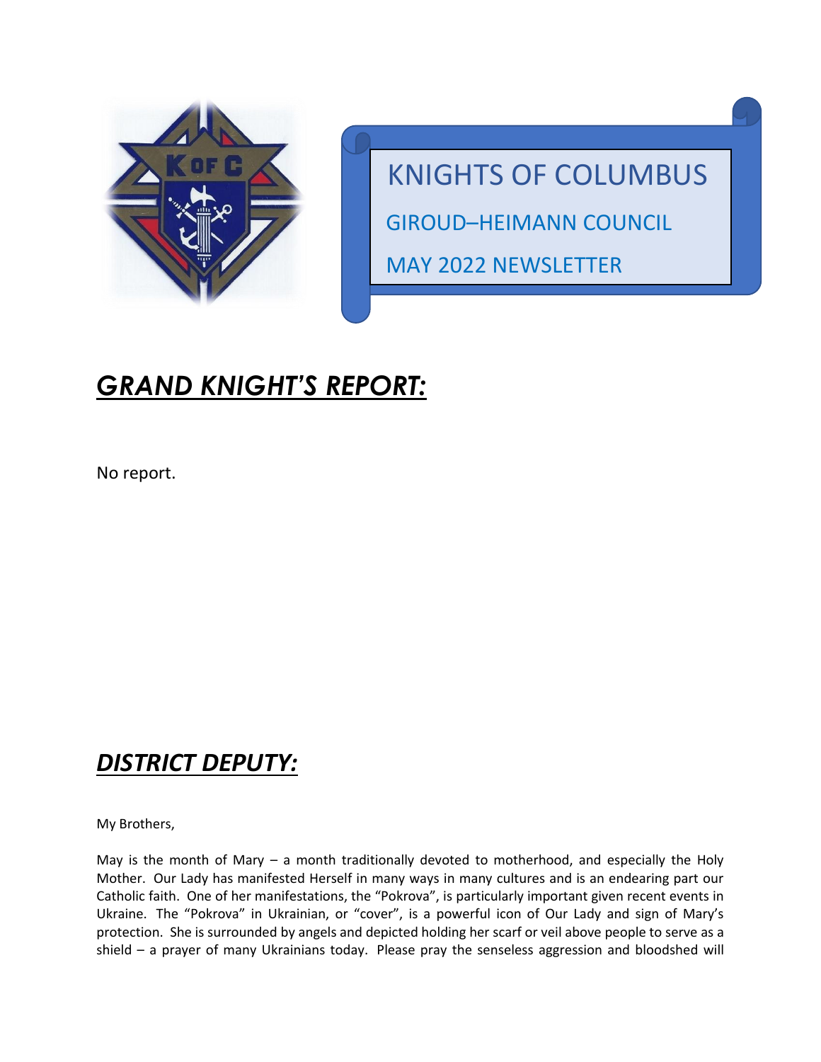# KNIGHTS OF COLUMBUS

GIROUD–HEIMANN COUNCIL

MAY 2022 NEWSLETTER

## *GRAND KNIGHT'S REPORT:*

No report.

## *DISTRICT DEPUTY:*

My Brothers,

May is the month of Mary – a month traditionally devoted to motherhood, and especially the Holy Mother. Our Lady has manifested Herself in many ways in many cultures and is an endearing part our Catholic faith. One of her manifestations, the "Pokrova", is particularly important given recent events in Ukraine. The "Pokrova" in Ukrainian, or "cover", is a powerful icon of Our Lady and sign of Mary's protection. She is surrounded by angels and depicted holding her scarf or veil above people to serve as a shield – a prayer of many Ukrainians today. Please pray the senseless aggression and bloodshed will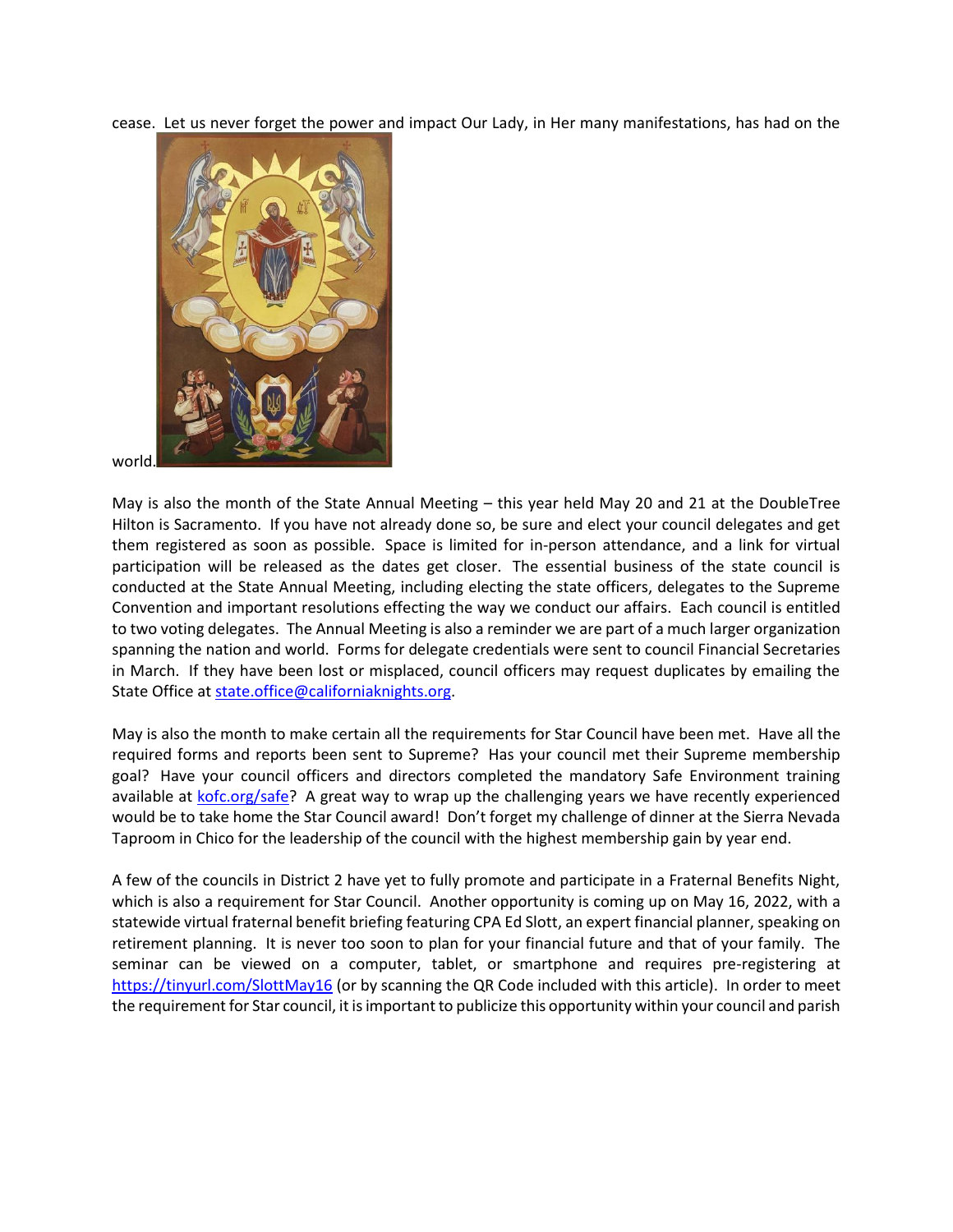cease. Let us never forget the power and impact Our Lady, in Her many manifestations, has had on the world.

May is also the month of the State Annual Meeting – this year held May 20 and 21 at the DoubleTree Hilton is Sacramento. If you have not already done so, be sure and elect your council delegates and get them registered as soon as possible. Space is limited for in-person attendance, and a link for virtual participation will be released as the dates get closer. The essential business of the state council is conducted at the State Annual Meeting, including electing the state officers, delegates to the Supreme Convention and important resolutions effecting the way we conduct our affairs. Each council is entitled to two voting delegates. The Annual Meeting is also a reminder we are part of a much larger organization spanning the nation and world. Forms for delegate credentials were sent to council Financial Secretaries in March. If they have been lost or misplaced, council officers may request duplicates by emailing the State Office at state.office@californiaknights.org.

May is also the month to make certain all the requirements for Star Council have been met. Have all the required forms and reports been sent to Supreme? Has your council met their Supreme membership goal? Have your council officers and directors completed the mandatory Safe Environment training available at kofc.org/safe? A great way to wrap up the challenging years we have recently experienced would be to take home the Star Council award! Don't forget my challenge of dinner at the Sierra Nevada Taproom in Chico for the leadership of the council with the highest membership gain by year end.

A few of the councils in District 2 have yet to fully promote and participate in a Fraternal Benefits Night, which is also a requirement for Star Council. Another opportunity is coming up on May 16, 2022, with a statewide virtual fraternal benefit briefing featuring CPA Ed Slott, an expert financial planner, speaking on retirement planning. It is never too soon to plan for your financial future and that of your family. The seminar can be viewed on a computer, tablet, or smartphone and requires pre-registering at https://tinyurl.com/SlottMay16 (or by scanning the QR Code included with this article). In order to meet the requirement for Star council, it is important to publicize this opportunity within your council and parish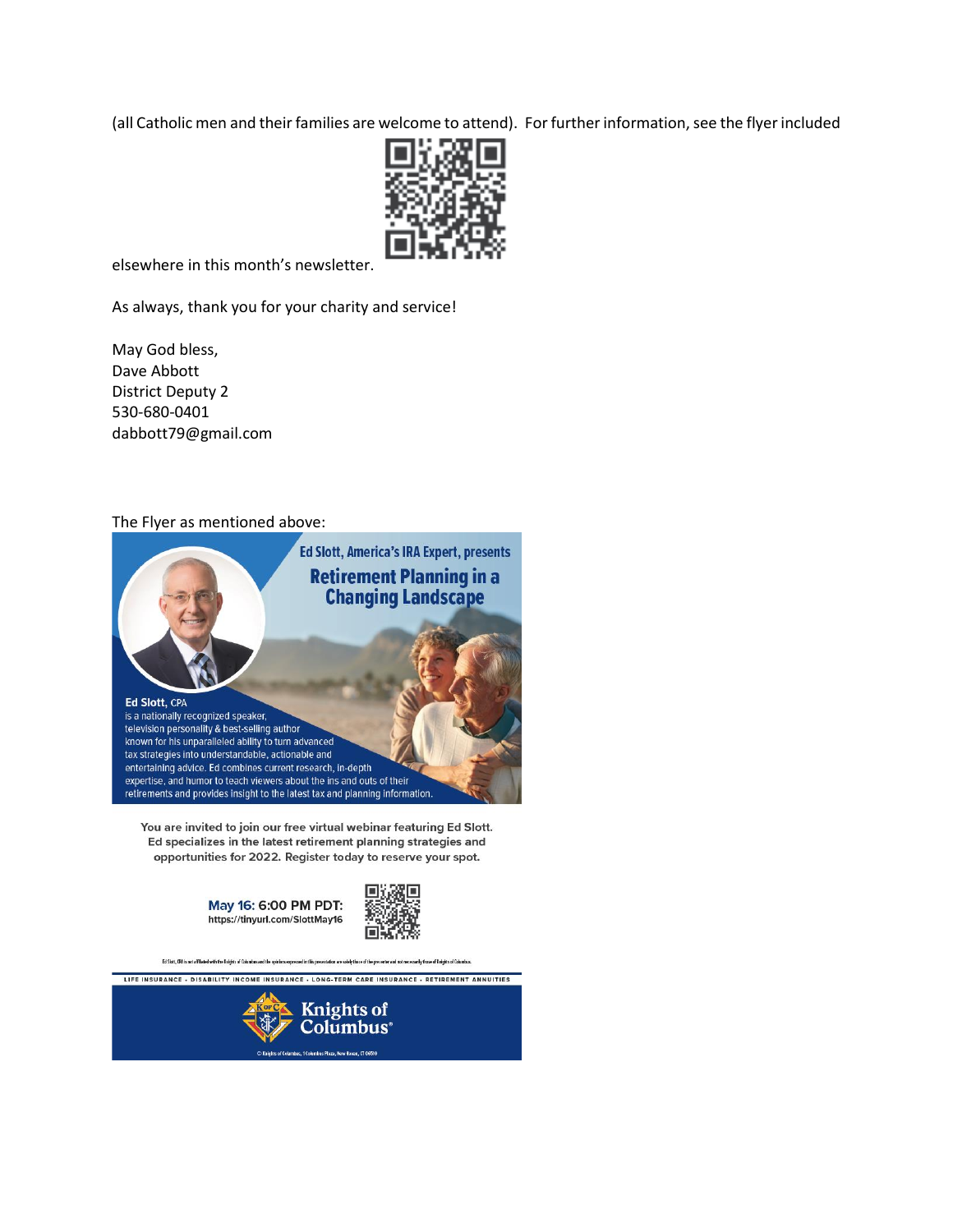(all Catholic men and their families are welcome to attend). For further information, see the flyer included elsewhere in this month's newsletter.

As always, thank you for your charity and service!

May God bless,
Dave Abbott
District Deputy 2
530-680-0401
dabbott79@gmail.com

The Flyer as mentioned above:

Ed Slott, America's IRA Expert, presents

**Retirement Planning in a Changing Landscape**

**Ed Slott**, CPA
is a nationally recognized speaker, television personality & best-selling author known for his unparalleled ability to turn advanced tax strategies into understandable, actionable and entertaining advice. Ed combines current research, in-depth expertise, and humor to teach viewers about the ins and outs of their retirements and provides insight to the latest tax and planning information.

You are invited to join our free virtual webinar featuring Ed Slott. Ed specializes in the latest retirement planning strategies and opportunities for 2022. Register today to reserve your spot.

**May 16: 6:00 PM PDT:**
https://tinyurl.com/SlottMay16

LIFE INSURANCE • DISABILITY INCOME INSURANCE • LONG-TERM CARE INSURANCE • RETIREMENT ANNUITIES

Knights of Columbus®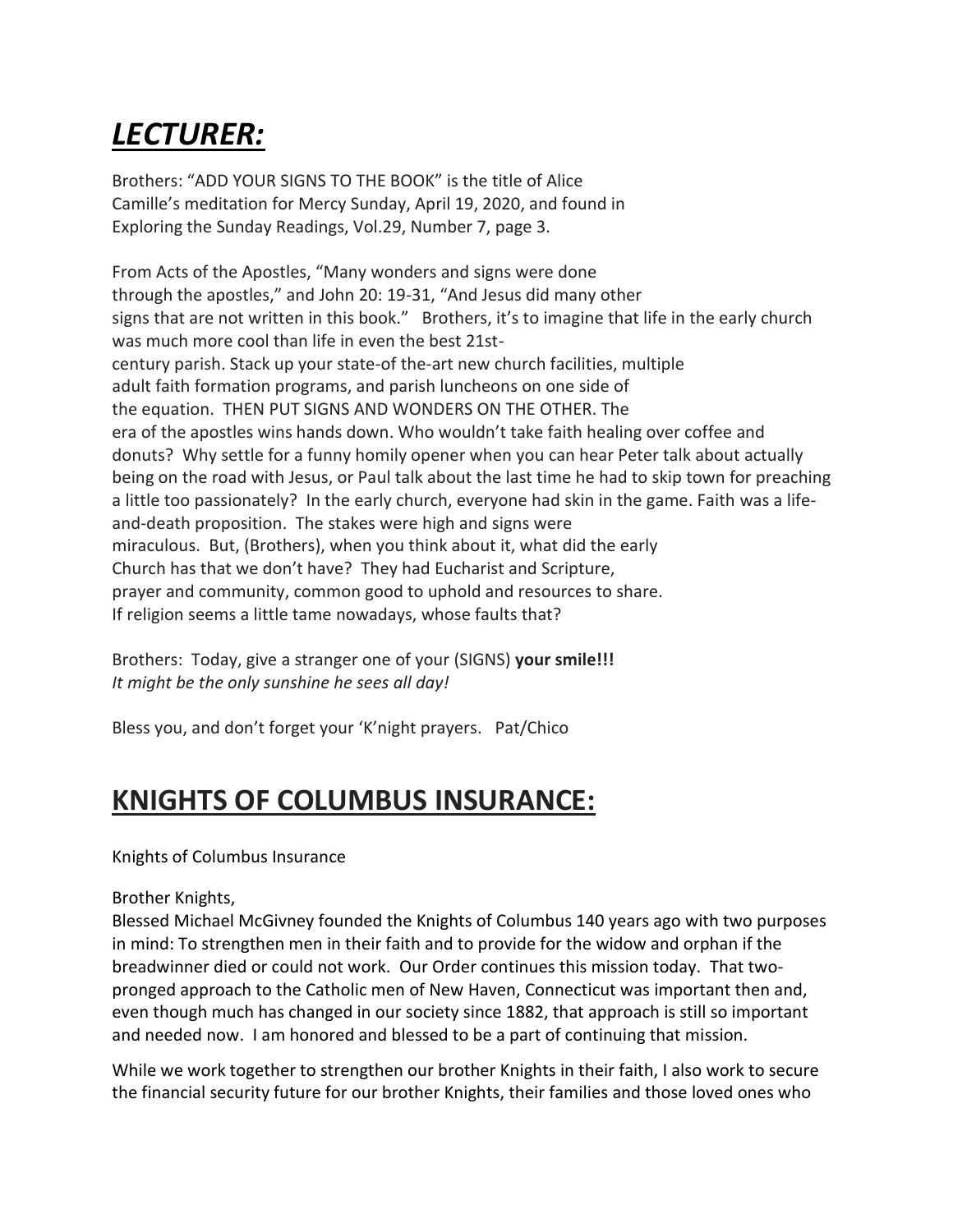# ***LECTURER:***

Brothers: "ADD YOUR SIGNS TO THE BOOK" is the title of Alice Camille's meditation for Mercy Sunday, April 19, 2020, and found in Exploring the Sunday Readings, Vol.29, Number 7, page 3.

From Acts of the Apostles, "Many wonders and signs were done through the apostles," and John 20: 19-31, "And Jesus did many other signs that are not written in this book." Brothers, it's to imagine that life in the early church was much more cool than life in even the best 21st-century parish. Stack up your state-of the-art new church facilities, multiple adult faith formation programs, and parish luncheons on one side of the equation. THEN PUT SIGNS AND WONDERS ON THE OTHER. The era of the apostles wins hands down. Who wouldn't take faith healing over coffee and donuts? Why settle for a funny homily opener when you can hear Peter talk about actually being on the road with Jesus, or Paul talk about the last time he had to skip town for preaching a little too passionately? In the early church, everyone had skin in the game. Faith was a life-and-death proposition. The stakes were high and signs were miraculous. But, (Brothers), when you think about it, what did the early Church has that we don't have? They had Eucharist and Scripture, prayer and community, common good to uphold and resources to share. If religion seems a little tame nowadays, whose faults that?

Brothers: Today, give a stranger one of your (SIGNS) **your smile!!!**
*It might be the only sunshine he sees all day!*

Bless you, and don't forget your 'K'night prayers. Pat/Chico

# **KNIGHTS OF COLUMBUS INSURANCE:**

Knights of Columbus Insurance

Brother Knights,
Blessed Michael McGivney founded the Knights of Columbus 140 years ago with two purposes in mind: To strengthen men in their faith and to provide for the widow and orphan if the breadwinner died or could not work. Our Order continues this mission today. That two-pronged approach to the Catholic men of New Haven, Connecticut was important then and, even though much has changed in our society since 1882, that approach is still so important and needed now. I am honored and blessed to be a part of continuing that mission.

While we work together to strengthen our brother Knights in their faith, I also work to secure the financial security future for our brother Knights, their families and those loved ones who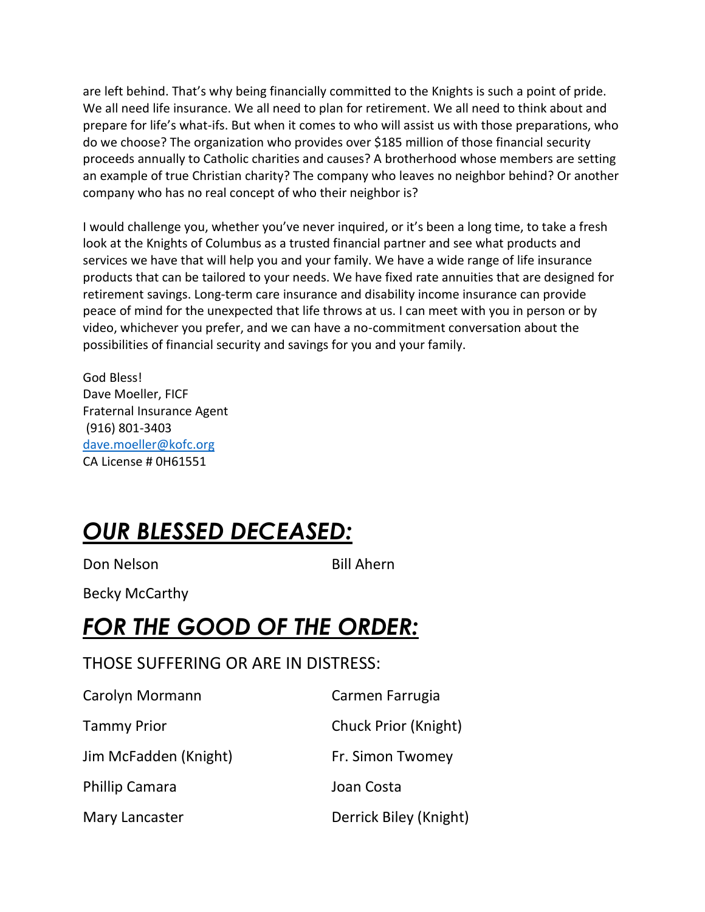are left behind. That's why being financially committed to the Knights is such a point of pride. We all need life insurance. We all need to plan for retirement. We all need to think about and prepare for life's what-ifs. But when it comes to who will assist us with those preparations, who do we choose? The organization who provides over $185 million of those financial security proceeds annually to Catholic charities and causes? A brotherhood whose members are setting an example of true Christian charity? The company who leaves no neighbor behind? Or another company who has no real concept of who their neighbor is?

I would challenge you, whether you've never inquired, or it's been a long time, to take a fresh look at the Knights of Columbus as a trusted financial partner and see what products and services we have that will help you and your family. We have a wide range of life insurance products that can be tailored to your needs. We have fixed rate annuities that are designed for retirement savings. Long-term care insurance and disability income insurance can provide peace of mind for the unexpected that life throws at us. I can meet with you in person or by video, whichever you prefer, and we can have a no-commitment conversation about the possibilities of financial security and savings for you and your family.

God Bless!
Dave Moeller, FICF
Fraternal Insurance Agent
(916) 801-3403
[dave.moeller@kofc.org](mailto:dave.moeller@kofc.org)
CA License # 0H61551

# ***OUR BLESSED DECEASED:***

Don Nelson

Bill Ahern

Becky McCarthy

# ***FOR THE GOOD OF THE ORDER:***

THOSE SUFFERING OR ARE IN DISTRESS:

Carolyn Mormann

Carmen Farrugia

Tammy Prior

Chuck Prior (Knight)

Jim McFadden (Knight)

Fr. Simon Twomey

Phillip Camara

Joan Costa

Mary Lancaster

Derrick Biley (Knight)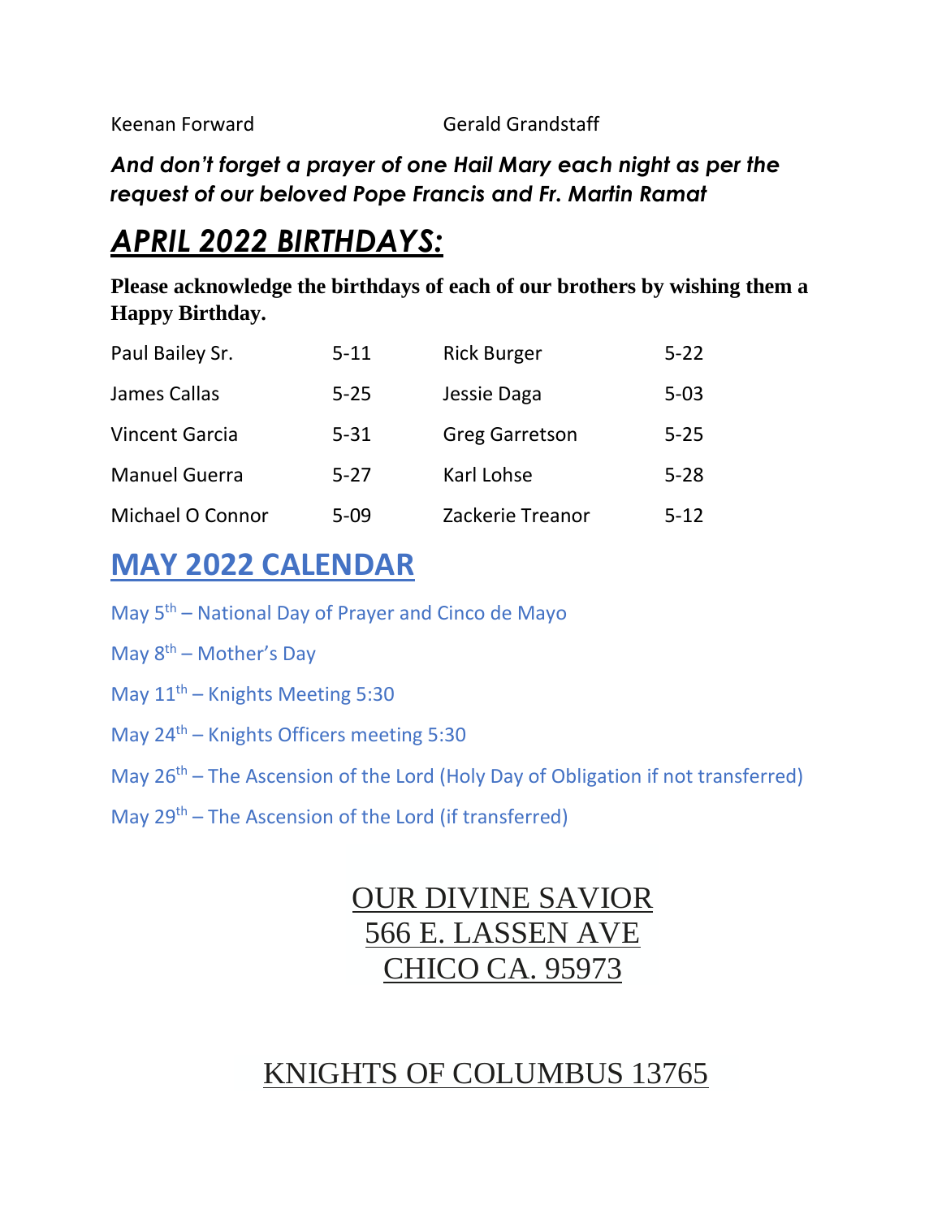Keenan Forward    Gerald Grandstaff

***And don't forget a prayer of one Hail Mary each night as per the request of our beloved Pope Francis and Fr. Martin Ramat***

# *APRIL 2022 BIRTHDAYS:*

**Please acknowledge the birthdays of each of our brothers by wishing them a Happy Birthday.**

| | | | |
|---|---|---|---|
| Paul Bailey Sr. | 5-11 | Rick Burger | 5-22 |
| James Callas | 5-25 | Jessie Daga | 5-03 |
| Vincent Garcia | 5-31 | Greg Garretson | 5-25 |
| Manuel Guerra | 5-27 | Karl Lohse | 5-28 |
| Michael O Connor | 5-09 | Zackerie Treanor | 5-12 |

# MAY 2022 CALENDAR

May 5th – National Day of Prayer and Cinco de Mayo

May 8th – Mother's Day

May 11th – Knights Meeting 5:30

May 24th – Knights Officers meeting 5:30

May 26th – The Ascension of the Lord (Holy Day of Obligation if not transferred)

May 29th – The Ascension of the Lord (if transferred)

OUR DIVINE SAVIOR
566 E. LASSEN AVE
CHICO CA. 95973

KNIGHTS OF COLUMBUS 13765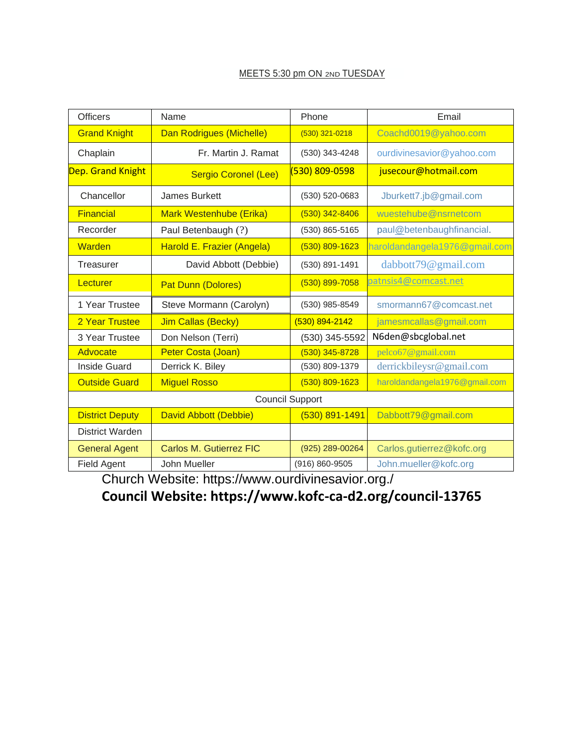MEETS 5:30 pm ON 2ND TUESDAY

| Officers | Name | Phone | Email |
|---|---|---|---|
| Grand Knight | Dan Rodrigues (Michelle) | (530) 321-0218 | Coachd0019@yahoo.com |
| Chaplain | Fr. Martin J. Ramat | (530) 343-4248 | ourdivinesavior@yahoo.com |
| Dep. Grand Knight | Sergio Coronel (Lee) | (530) 809-0598 | jusecour@hotmail.com |
| Chancellor | James Burkett | (530) 520-0683 | Jburkett7.jb@gmail.com |
| Financial | Mark Westenhube (Erika) | (530) 342-8406 | wuestehube@nsrnetcom |
| Recorder | Paul Betenbaugh (?) | (530) 865-5165 | paul@betenbaughfinancial. |
| Warden | Harold E. Frazier (Angela) | (530) 809-1623 | haroldandangela1976@gmail.com |
| Treasurer | David Abbott (Debbie) | (530) 891-1491 | dabbott79@gmail.com |
| Lecturer | Pat Dunn (Dolores) | (530) 899-7058 | patnsis4@comcast.net |
| 1 Year Trustee | Steve Mormann (Carolyn) | (530) 985-8549 | smormann67@comcast.net |
| 2 Year Trustee | Jim Callas (Becky) | (530) 894-2142 | jamesmcallas@gmail.com |
| 3 Year Trustee | Don Nelson (Terri) | (530) 345-5592 | N6den@sbcglobal.net |
| Advocate | Peter Costa (Joan) | (530) 345-8728 | pelco67@gmail.com |
| Inside Guard | Derrick K. Biley | (530) 809-1379 | derrickbileysr@gmail.com |
| Outside Guard | Miguel Rosso | (530) 809-1623 | haroldandangela1976@gmail.com |
| Council Support | | | |
| District Deputy | David Abbott (Debbie) | (530) 891-1491 | Dabbott79@gmail.com |
| District Warden | | | |
| General Agent | Carlos M. Gutierrez FIC | (925) 289-00264 | Carlos.gutierrez@kofc.org |
| Field Agent | John Mueller | (916) 860-9505 | John.mueller@kofc.org |

Church Website: https://www.ourdivinesavior.org./

**Council Website: https://www.kofc-ca-d2.org/council-13765**